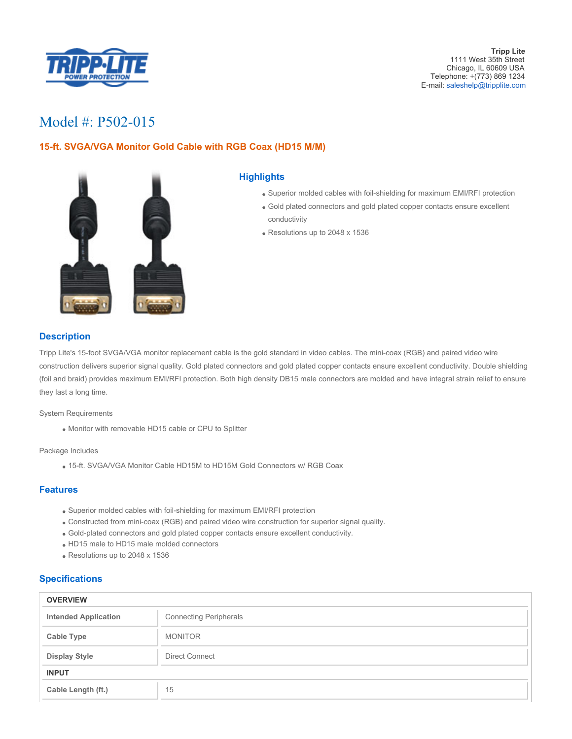**Tripp Lite**
1111 West 35th Street
Chicago, IL 60609 USA
Telephone: +(773) 869 1234
E-mail: saleshelp@tripplite.com

# Model #: P502-015

## 15-ft. SVGA/VGA Monitor Gold Cable with RGB Coax (HD15 M/M)

### Highlights

- Superior molded cables with foil-shielding for maximum EMI/RFI protection
- Gold plated connectors and gold plated copper contacts ensure excellent conductivity
- Resolutions up to 2048 x 1536

### Description

Tripp Lite's 15-foot SVGA/VGA monitor replacement cable is the gold standard in video cables. The mini-coax (RGB) and paired video wire construction delivers superior signal quality. Gold plated connectors and gold plated copper contacts ensure excellent conductivity. Double shielding (foil and braid) provides maximum EMI/RFI protection. Both high density DB15 male connectors are molded and have integral strain relief to ensure they last a long time.

System Requirements

- Monitor with removable HD15 cable or CPU to Splitter

Package Includes

- 15-ft. SVGA/VGA Monitor Cable HD15M to HD15M Gold Connectors w/ RGB Coax

### Features

- Superior molded cables with foil-shielding for maximum EMI/RFI protection
- Constructed from mini-coax (RGB) and paired video wire construction for superior signal quality.
- Gold-plated connectors and gold plated copper contacts ensure excellent conductivity.
- HD15 male to HD15 male molded connectors
- Resolutions up to 2048 x 1536

### Specifications

| OVERVIEW | |
|---|---|
| Intended Application | Connecting Peripherals |
| Cable Type | MONITOR |
| Display Style | Direct Connect |
| **INPUT** | |
| Cable Length (ft.) | 15 |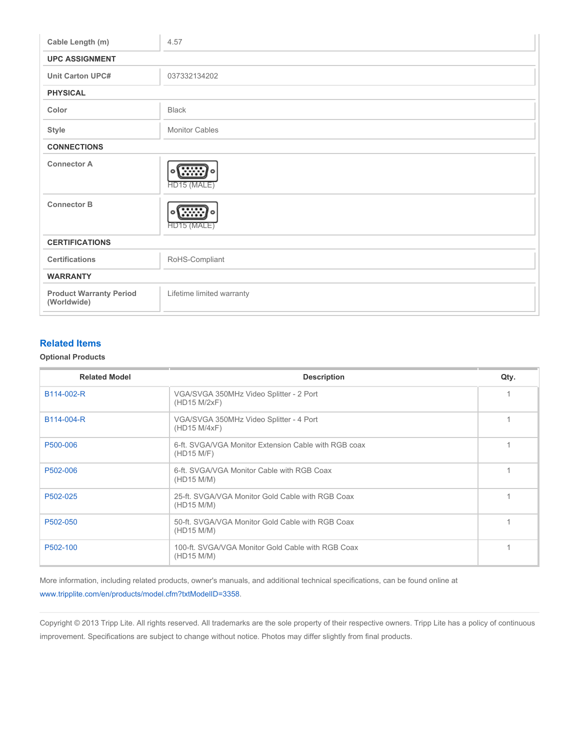| | |
|---|---|
| Cable Length (m) | 4.57 |
| **UPC ASSIGNMENT** | |
| Unit Carton UPC# | 037332134202 |
| **PHYSICAL** | |
| Color | Black |
| Style | Monitor Cables |
| **CONNECTIONS** | |
| Connector A | HD15 (MALE) |
| Connector B | HD15 (MALE) |
| **CERTIFICATIONS** | |
| Certifications | RoHS-Compliant |
| **WARRANTY** | |
| Product Warranty Period (Worldwide) | Lifetime limited warranty |

## Related Items

**Optional Products**

| Related Model | Description | Qty. |
|---|---|---|
| B114-002-R | VGA/SVGA 350MHz Video Splitter - 2 Port (HD15 M/2xF) | 1 |
| B114-004-R | VGA/SVGA 350MHz Video Splitter - 4 Port (HD15 M/4xF) | 1 |
| P500-006 | 6-ft. SVGA/VGA Monitor Extension Cable with RGB coax (HD15 M/F) | 1 |
| P502-006 | 6-ft. SVGA/VGA Monitor Cable with RGB Coax (HD15 M/M) | 1 |
| P502-025 | 25-ft. SVGA/VGA Monitor Gold Cable with RGB Coax (HD15 M/M) | 1 |
| P502-050 | 50-ft. SVGA/VGA Monitor Gold Cable with RGB Coax (HD15 M/M) | 1 |
| P502-100 | 100-ft. SVGA/VGA Monitor Gold Cable with RGB Coax (HD15 M/M) | 1 |

More information, including related products, owner's manuals, and additional technical specifications, can be found online at www.tripplite.com/en/products/model.cfm?txtModelID=3358.

Copyright © 2013 Tripp Lite. All rights reserved. All trademarks are the sole property of their respective owners. Tripp Lite has a policy of continuous improvement. Specifications are subject to change without notice. Photos may differ slightly from final products.